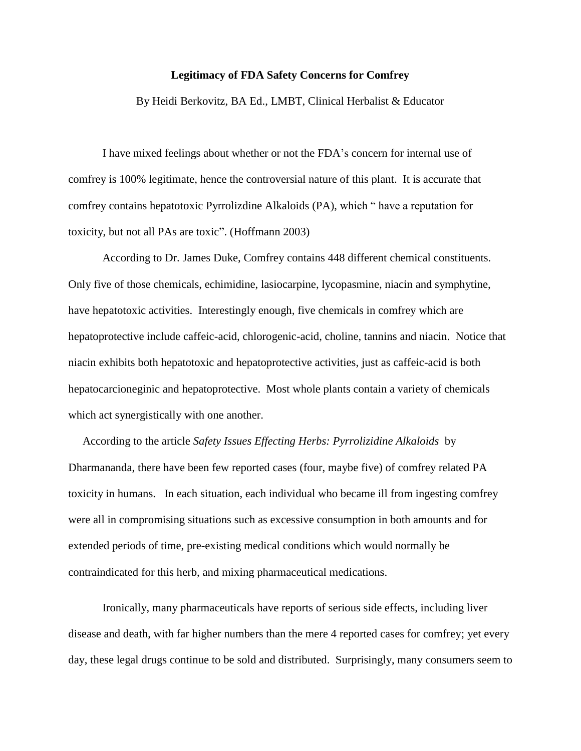**Legitimacy of FDA Safety Concerns for Comfrey**

By Heidi Berkovitz, BA Ed., LMBT, Clinical Herbalist & Educator

I have mixed feelings about whether or not the FDA's concern for internal use of comfrey is 100% legitimate, hence the controversial nature of this plant. It is accurate that comfrey contains hepatotoxic Pyrrolizdine Alkaloids (PA), which " have a reputation for toxicity, but not all PAs are toxic". (Hoffmann 2003)

According to Dr. James Duke, Comfrey contains 448 different chemical constituents. Only five of those chemicals, echimidine, lasiocarpine, lycopasmine, niacin and symphytine, have hepatotoxic activities. Interestingly enough, five chemicals in comfrey which are hepatoprotective include caffeic-acid, chlorogenic-acid, choline, tannins and niacin. Notice that niacin exhibits both hepatotoxic and hepatoprotective activities, just as caffeic-acid is both hepatocarcioneginic and hepatoprotective. Most whole plants contain a variety of chemicals which act synergistically with one another.

According to the article *Safety Issues Effecting Herbs: Pyrrolizidine Alkaloids* by Dharmananda, there have been few reported cases (four, maybe five) of comfrey related PA toxicity in humans. In each situation, each individual who became ill from ingesting comfrey were all in compromising situations such as excessive consumption in both amounts and for extended periods of time, pre-existing medical conditions which would normally be contraindicated for this herb, and mixing pharmaceutical medications.

Ironically, many pharmaceuticals have reports of serious side effects, including liver disease and death, with far higher numbers than the mere 4 reported cases for comfrey; yet every day, these legal drugs continue to be sold and distributed. Surprisingly, many consumers seem to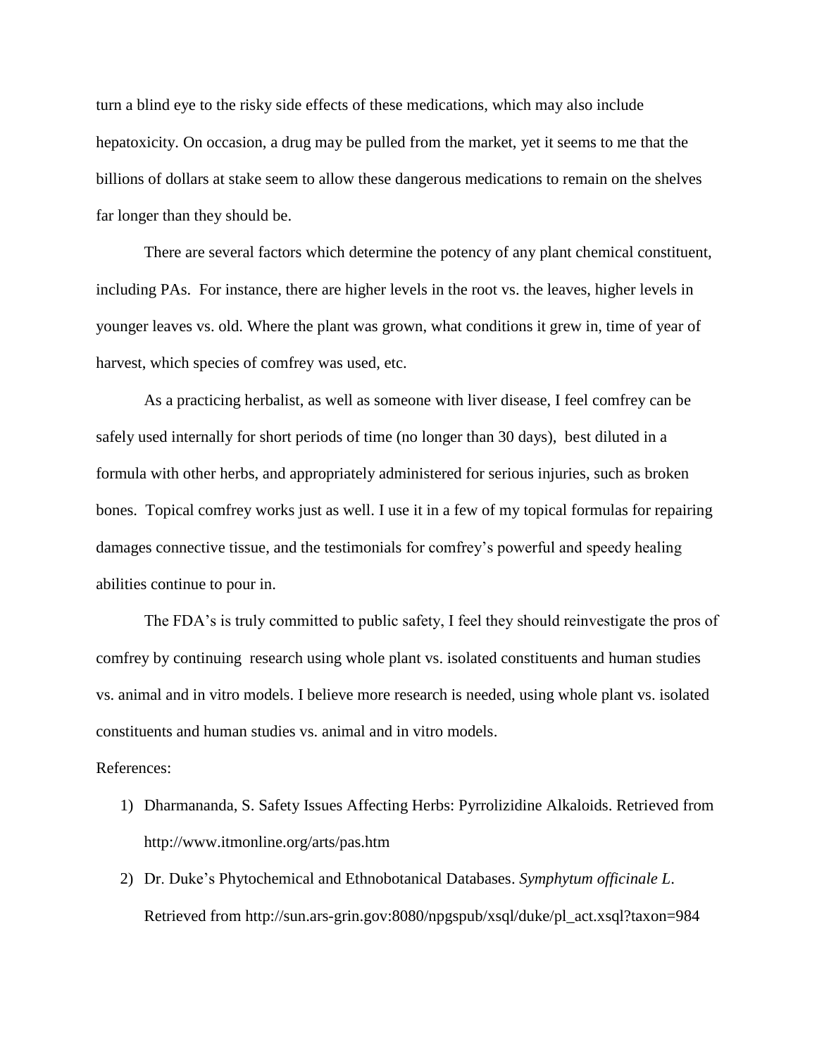turn a blind eye to the risky side effects of these medications, which may also include hepatoxicity. On occasion, a drug may be pulled from the market, yet it seems to me that the billions of dollars at stake seem to allow these dangerous medications to remain on the shelves far longer than they should be.

There are several factors which determine the potency of any plant chemical constituent, including PAs. For instance, there are higher levels in the root vs. the leaves, higher levels in younger leaves vs. old. Where the plant was grown, what conditions it grew in, time of year of harvest, which species of comfrey was used, etc.

As a practicing herbalist, as well as someone with liver disease, I feel comfrey can be safely used internally for short periods of time (no longer than 30 days), best diluted in a formula with other herbs, and appropriately administered for serious injuries, such as broken bones. Topical comfrey works just as well. I use it in a few of my topical formulas for repairing damages connective tissue, and the testimonials for comfrey's powerful and speedy healing abilities continue to pour in.

The FDA's is truly committed to public safety, I feel they should reinvestigate the pros of comfrey by continuing research using whole plant vs. isolated constituents and human studies vs. animal and in vitro models. I believe more research is needed, using whole plant vs. isolated constituents and human studies vs. animal and in vitro models.

References:

1) Dharmananda, S. Safety Issues Affecting Herbs: Pyrrolizidine Alkaloids. Retrieved from http://www.itmonline.org/arts/pas.htm
2) Dr. Duke's Phytochemical and Ethnobotanical Databases. *Symphytum officinale L*. Retrieved from http://sun.ars-grin.gov:8080/npgspub/xsql/duke/pl_act.xsql?taxon=984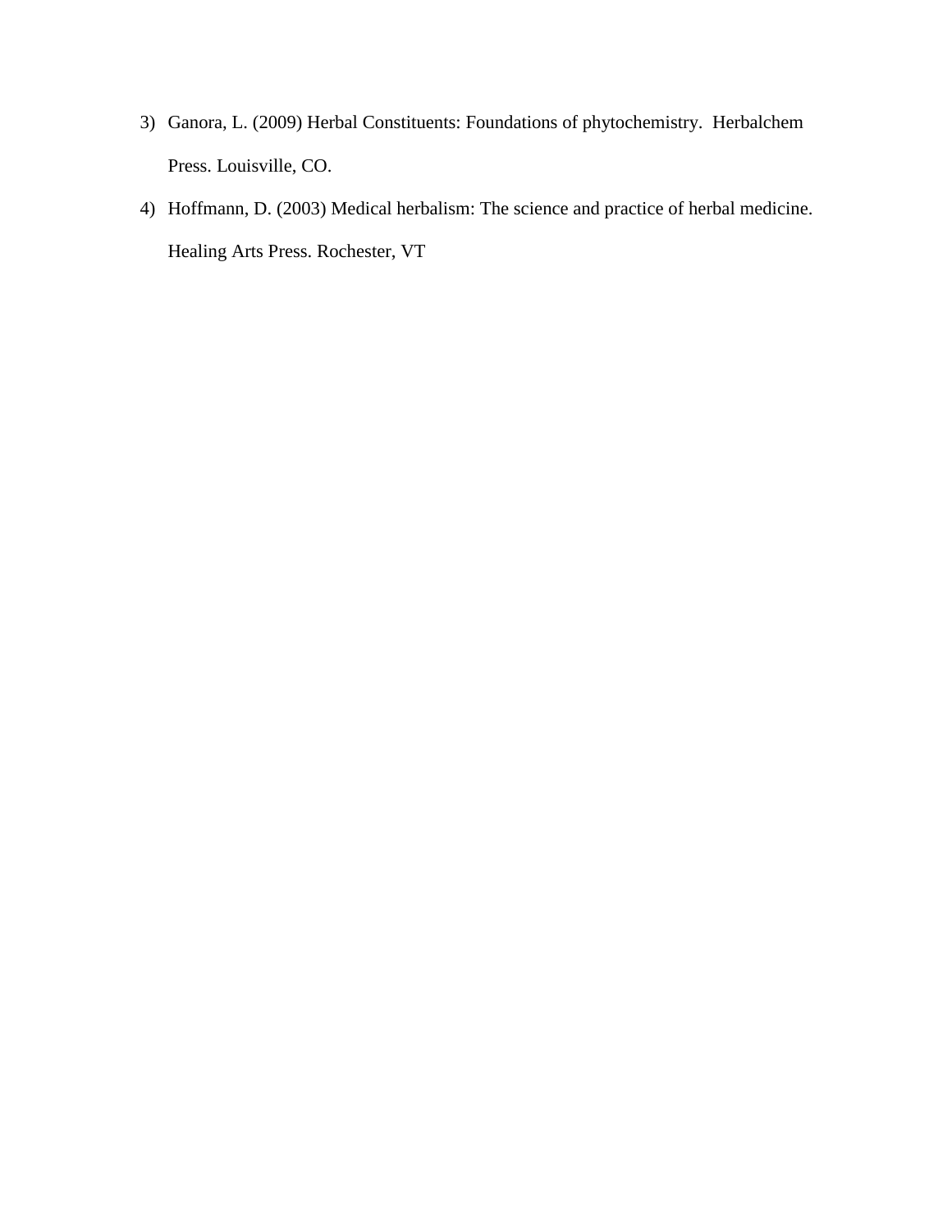3) Ganora, L. (2009) Herbal Constituents: Foundations of phytochemistry. Herbalchem Press. Louisville, CO.
4) Hoffmann, D. (2003) Medical herbalism: The science and practice of herbal medicine. Healing Arts Press. Rochester, VT